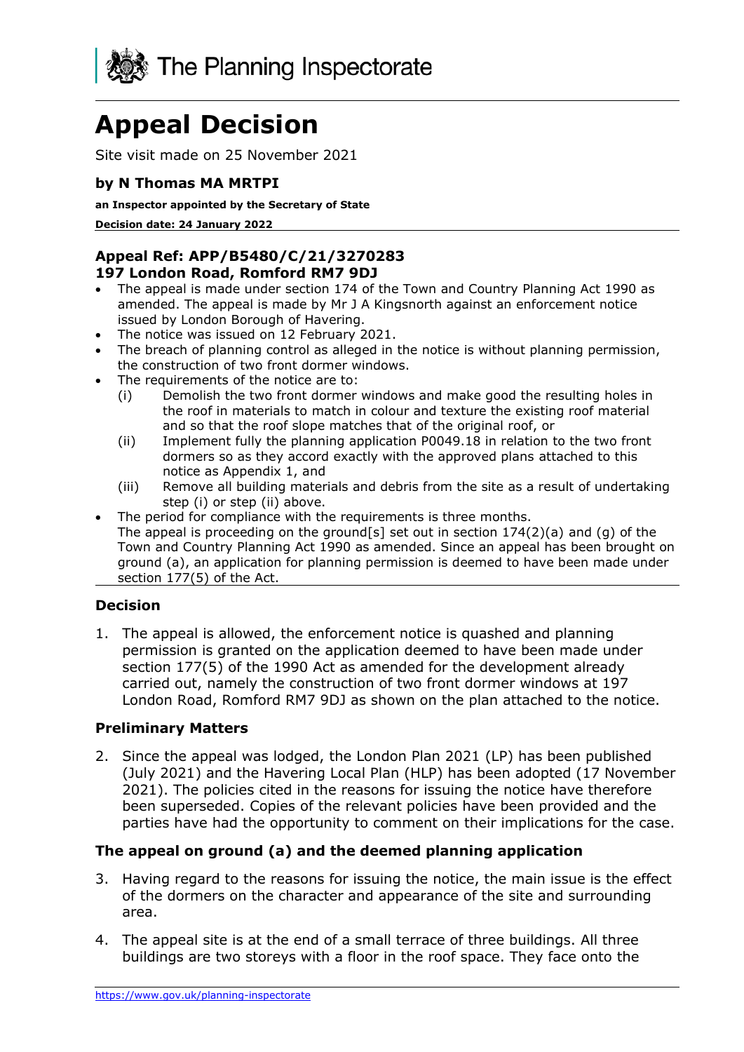The Planning Inspectorate

# Appeal Decision

Site visit made on 25 November 2021

### by N Thomas MA MRTPI

**an Inspector appointed by the Secretary of State**

**Decision date: 24 January 2022**

### Appeal Ref: APP/B5480/C/21/3270283
### 197 London Road, Romford RM7 9DJ

- The appeal is made under section 174 of the Town and Country Planning Act 1990 as amended. The appeal is made by Mr J A Kingsnorth against an enforcement notice issued by London Borough of Havering.
- The notice was issued on 12 February 2021.
- The breach of planning control as alleged in the notice is without planning permission, the construction of two front dormer windows.
- The requirements of the notice are to:
  - (i) Demolish the two front dormer windows and make good the resulting holes in the roof in materials to match in colour and texture the existing roof material and so that the roof slope matches that of the original roof, or
  - (ii) Implement fully the planning application P0049.18 in relation to the two front dormers so as they accord exactly with the approved plans attached to this notice as Appendix 1, and
  - (iii) Remove all building materials and debris from the site as a result of undertaking step (i) or step (ii) above.
- The period for compliance with the requirements is three months.

The appeal is proceeding on the ground[s] set out in section 174(2)(a) and (g) of the Town and Country Planning Act 1990 as amended. Since an appeal has been brought on ground (a), an application for planning permission is deemed to have been made under section 177(5) of the Act.

### Decision

1. The appeal is allowed, the enforcement notice is quashed and planning permission is granted on the application deemed to have been made under section 177(5) of the 1990 Act as amended for the development already carried out, namely the construction of two front dormer windows at 197 London Road, Romford RM7 9DJ as shown on the plan attached to the notice.

### Preliminary Matters

2. Since the appeal was lodged, the London Plan 2021 (LP) has been published (July 2021) and the Havering Local Plan (HLP) has been adopted (17 November 2021). The policies cited in the reasons for issuing the notice have therefore been superseded. Copies of the relevant policies have been provided and the parties have had the opportunity to comment on their implications for the case.

### The appeal on ground (a) and the deemed planning application

3. Having regard to the reasons for issuing the notice, the main issue is the effect of the dormers on the character and appearance of the site and surrounding area.

4. The appeal site is at the end of a small terrace of three buildings. All three buildings are two storeys with a floor in the roof space. They face onto the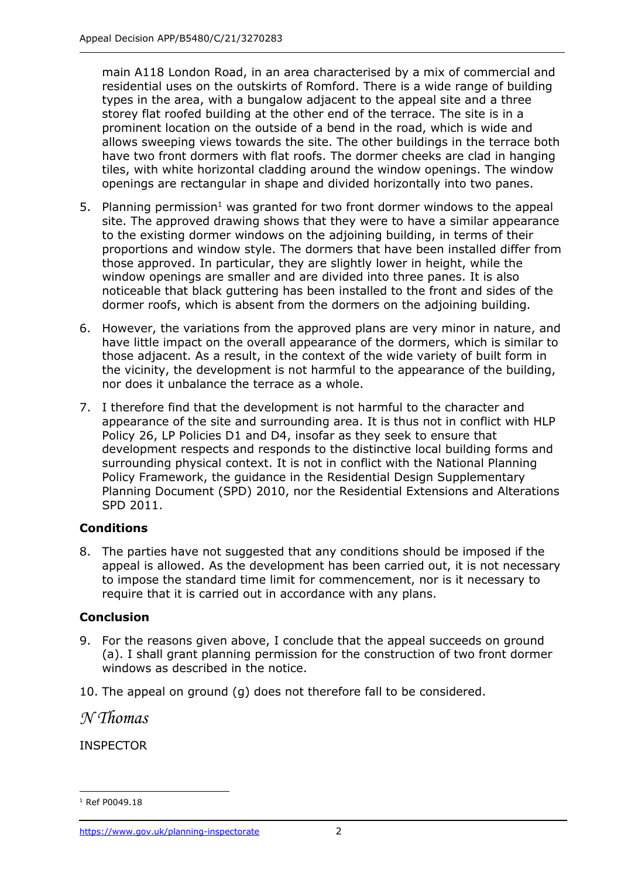main A118 London Road, in an area characterised by a mix of commercial and residential uses on the outskirts of Romford. There is a wide range of building types in the area, with a bungalow adjacent to the appeal site and a three storey flat roofed building at the other end of the terrace. The site is in a prominent location on the outside of a bend in the road, which is wide and allows sweeping views towards the site. The other buildings in the terrace both have two front dormers with flat roofs. The dormer cheeks are clad in hanging tiles, with white horizontal cladding around the window openings. The window openings are rectangular in shape and divided horizontally into two panes.

5. Planning permission[1] was granted for two front dormer windows to the appeal site. The approved drawing shows that they were to have a similar appearance to the existing dormer windows on the adjoining building, in terms of their proportions and window style. The dormers that have been installed differ from those approved. In particular, they are slightly lower in height, while the window openings are smaller and are divided into three panes. It is also noticeable that black guttering has been installed to the front and sides of the dormer roofs, which is absent from the dormers on the adjoining building.

6. However, the variations from the approved plans are very minor in nature, and have little impact on the overall appearance of the dormers, which is similar to those adjacent. As a result, in the context of the wide variety of built form in the vicinity, the development is not harmful to the appearance of the building, nor does it unbalance the terrace as a whole.

7. I therefore find that the development is not harmful to the character and appearance of the site and surrounding area. It is thus not in conflict with HLP Policy 26, LP Policies D1 and D4, insofar as they seek to ensure that development respects and responds to the distinctive local building forms and surrounding physical context. It is not in conflict with the National Planning Policy Framework, the guidance in the Residential Design Supplementary Planning Document (SPD) 2010, nor the Residential Extensions and Alterations SPD 2011.

## Conditions

8. The parties have not suggested that any conditions should be imposed if the appeal is allowed. As the development has been carried out, it is not necessary to impose the standard time limit for commencement, nor is it necessary to require that it is carried out in accordance with any plans.

## Conclusion

9. For the reasons given above, I conclude that the appeal succeeds on ground (a). I shall grant planning permission for the construction of two front dormer windows as described in the notice.

10. The appeal on ground (g) does not therefore fall to be considered.

*N Thomas*

INSPECTOR

[1] Ref P0049.18